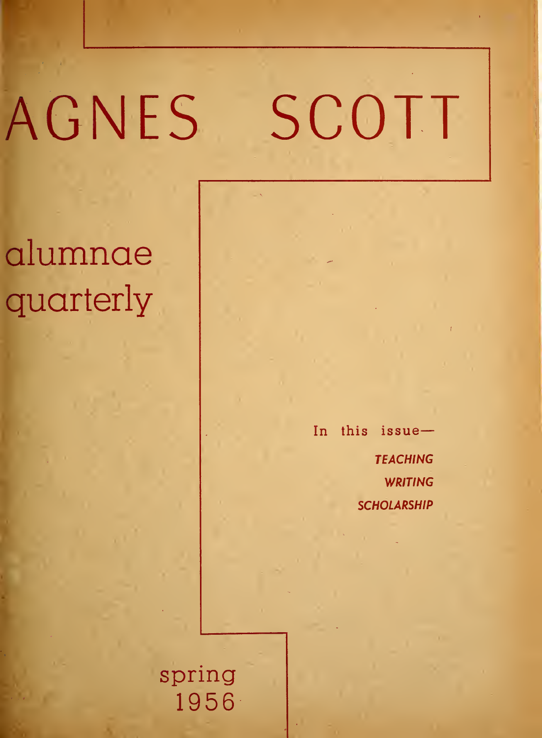# AGNES SCOTT

## alumnae quarterly

In this issue—

*TEACHING*

*WRITING*

*SCHOLARSHIP*

spring 1956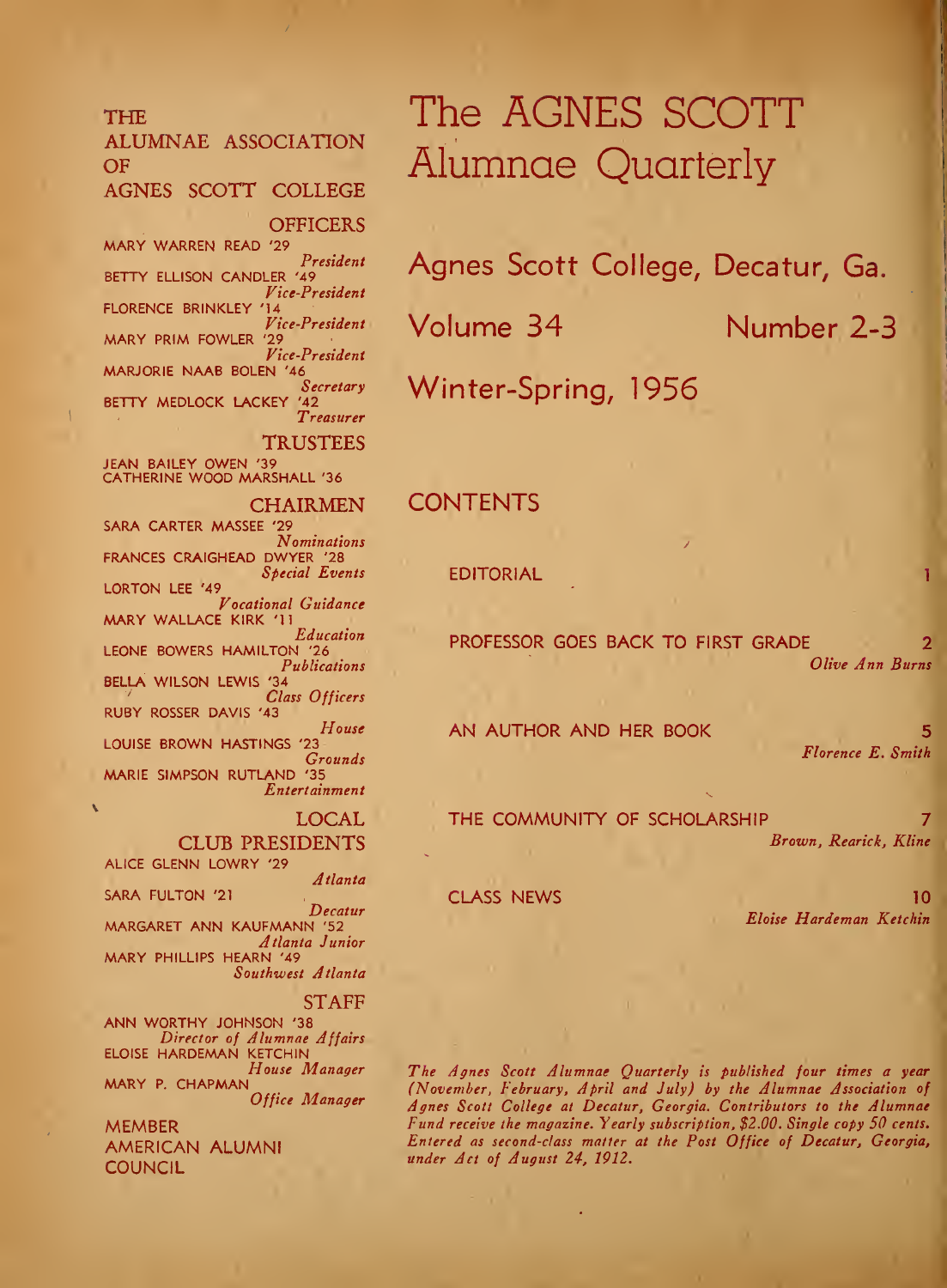# The AGNES SCOTT Alumnae Quarterly

## Agnes Scott College, Decatur, Ga.

Volume 34 Number 2-3

Winter-Spring, 1956

## CONTENTS

| | |
|---|---|
| EDITORIAL | 1 |
| PROFESSOR GOES BACK TO FIRST GRADE *Olive Ann Burns* | 2 |
| AN AUTHOR AND HER BOOK *Florence E. Smith* | 5 |
| THE COMMUNITY OF SCHOLARSHIP *Brown, Rearick, Kline* | 7 |
| CLASS NEWS *Eloise Hardeman Ketchin* | 10 |

*The Agnes Scott Alumnae Quarterly is published four times a year (November, February, April and July) by the Alumnae Association of Agnes Scott College at Decatur, Georgia. Contributors to the Alumnae Fund receive the magazine. Yearly subscription, $2.00. Single copy 50 cents. Entered as second-class matter at the Post Office of Decatur, Georgia, under Act of August 24, 1912.*

---

THE ALUMNAE ASSOCIATION OF AGNES SCOTT COLLEGE

### OFFICERS

MARY WARREN READ '29
*President*

BETTY ELLISON CANDLER '49
*Vice-President*

FLORENCE BRINKLEY '14
*Vice-President*

MARY PRIM FOWLER '29
*Vice-President*

MARJORIE NAAB BOLEN '46
*Secretary*

BETTY MEDLOCK LACKEY '42
*Treasurer*

### TRUSTEES

JEAN BAILEY OWEN '39
CATHERINE WOOD MARSHALL '36

### CHAIRMEN

SARA CARTER MASSEE '29
*Nominations*

FRANCES CRAIGHEAD DWYER '28
*Special Events*

LORTON LEE '49
*Vocational Guidance*

MARY WALLACE KIRK '11
*Education*

LEONE BOWERS HAMILTON '26
*Publications*

BELLA WILSON LEWIS '34
*Class Officers*

RUBY ROSSER DAVIS '43
*House*

LOUISE BROWN HASTINGS '23
*Grounds*

MARIE SIMPSON RUTLAND '35
*Entertainment*

### LOCAL CLUB PRESIDENTS

ALICE GLENN LOWRY '29
*Atlanta*

SARA FULTON '21
*Decatur*

MARGARET ANN KAUFMANN '52
*Atlanta Junior*

MARY PHILLIPS HEARN '49
*Southwest Atlanta*

### STAFF

ANN WORTHY JOHNSON '38
*Director of Alumnae Affairs*

ELOISE HARDEMAN KETCHIN
*House Manager*

MARY P. CHAPMAN
*Office Manager*

MEMBER AMERICAN ALUMNI COUNCIL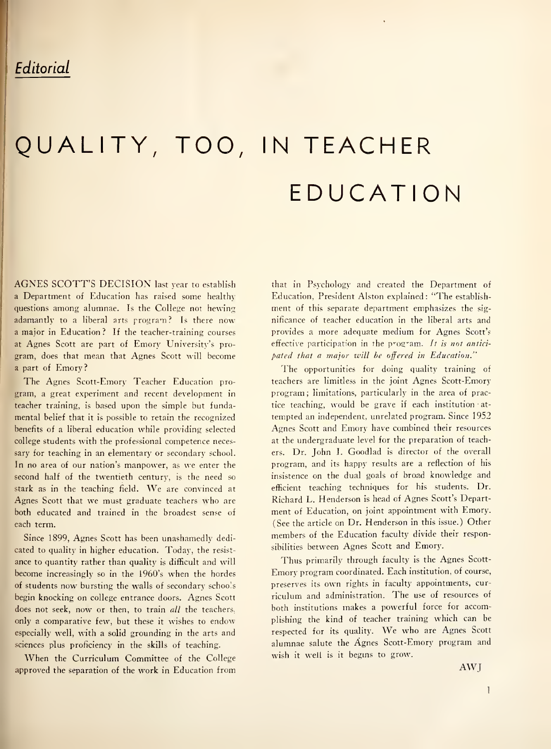*Editorial*

# QUALITY, TOO, IN TEACHER EDUCATION

AGNES SCOTT'S DECISION last year to establish a Department of Education has raised some healthy questions among alumnae. Is the College not hewing adamantly to a liberal arts program? Is there now a major in Education? If the teacher-training courses at Agnes Scott are part of Emory University's program, does that mean that Agnes Scott will become a part of Emory?

The Agnes Scott-Emory Teacher Education program, a great experiment and recent development in teacher training, is based upon the simple but fundamental belief that it is possible to retain the recognized benefits of a liberal education while providing selected college students with the professional competence necessary for teaching in an elementary or secondary school. In no area of our nation's manpower, as we enter the second half of the twentieth century, is the need so stark as in the teaching field. We are convinced at Agnes Scott that we must graduate teachers who are both educated and trained in the broadest sense of each term.

Since 1899, Agnes Scott has been unashamedly dedicated to quality in higher education. Today, the resistance to quantity rather than quality is difficult and will become increasingly so in the 1960's when the hordes of students now bursting the walls of secondary schools begin knocking on college entrance doors. Agnes Scott does not seek, now or then, to train *all* the teachers, only a comparative few, but these it wishes to endow especially well, with a solid grounding in the arts and sciences plus proficiency in the skills of teaching.

When the Curriculum Committee of the College approved the separation of the work in Education from that in Psychology and created the Department of Education, President Alston explained: "The establishment of this separate department emphasizes the significance of teacher education in the liberal arts and provides a more adequate medium for Agnes Scott's effective participation in the program. *It is not anticipated that a major will be offered in Education.*"

The opportunities for doing quality training of teachers are limitless in the joint Agnes Scott-Emory program; limitations, particularly in the area of practice teaching, would be grave if each institution attempted an independent, unrelated program. Since 1952 Agnes Scott and Emory have combined their resources at the undergraduate level for the preparation of teachers. Dr. John I. Goodlad is director of the overall program, and its happy results are a reflection of his insistence on the dual goals of broad knowledge and efficient teaching techniques for his students. Dr. Richard L. Henderson is head of Agnes Scott's Department of Education, on joint appointment with Emory. (See the article on Dr. Henderson in this issue.) Other members of the Education faculty divide their responsibilities between Agnes Scott and Emory.

Thus primarily through faculty is the Agnes Scott-Emory program coordinated. Each institution, of course, preserves its own rights in faculty appointments, curriculum and administration. The use of resources of both institutions makes a powerful force for accomplishing the kind of teacher training which can be respected for its quality. We who are Agnes Scott alumnae salute the Agnes Scott-Emory program and wish it well is it begins to grow.

AWJ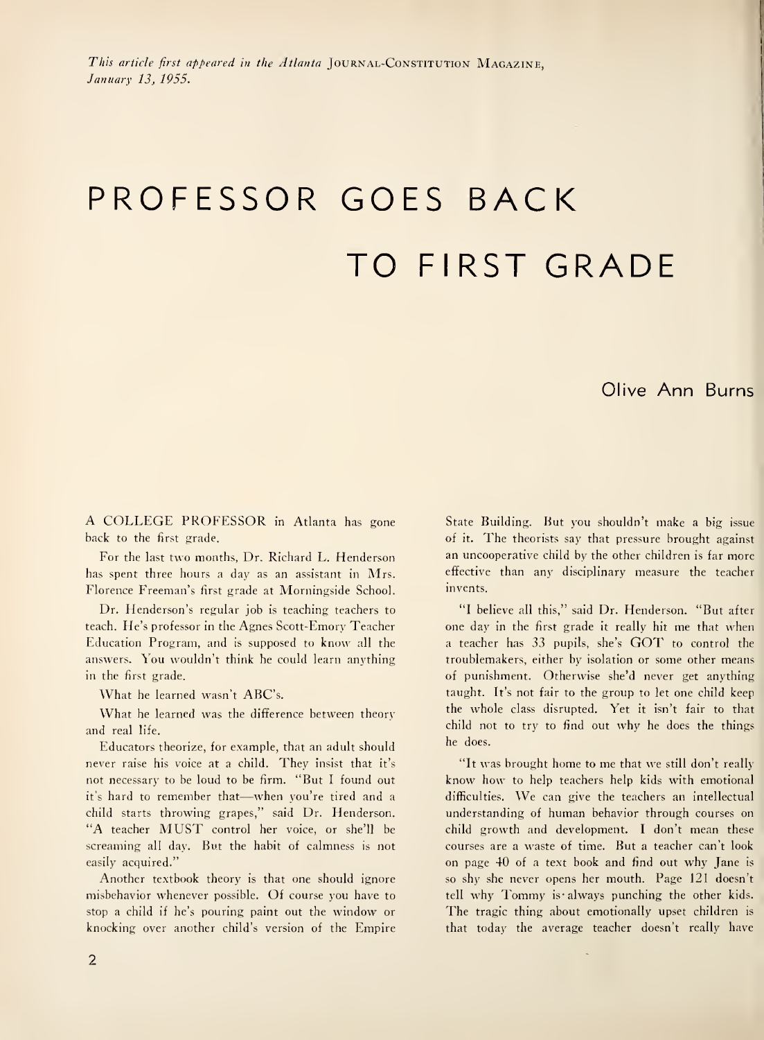*This article first appeared in the Atlanta* JOURNAL-CONSTITUTION MAGAZINE, *January 13, 1955.*

# PROFESSOR GOES BACK TO FIRST GRADE

Olive Ann Burns

A COLLEGE PROFESSOR in Atlanta has gone back to the first grade.

For the last two months, Dr. Richard L. Henderson has spent three hours a day as an assistant in Mrs. Florence Freeman's first grade at Morningside School.

Dr. Henderson's regular job is teaching teachers to teach. He's professor in the Agnes Scott-Emory Teacher Education Program, and is supposed to know all the answers. You wouldn't think he could learn anything in the first grade.

What he learned wasn't ABC's.

What he learned was the difference between theory and real life.

Educators theorize, for example, that an adult should never raise his voice at a child. They insist that it's not necessary to be loud to be firm. "But I found out it's hard to remember that—when you're tired and a child starts throwing grapes," said Dr. Henderson. "A teacher MUST control her voice, or she'll be screaming all day. But the habit of calmness is not easily acquired."

Another textbook theory is that one should ignore misbehavior whenever possible. Of course you have to stop a child if he's pouring paint out the window or knocking over another child's version of the Empire State Building. But you shouldn't make a big issue of it. The theorists say that pressure brought against an uncooperative child by the other children is far more effective than any disciplinary measure the teacher invents.

"I believe all this," said Dr. Henderson. "But after one day in the first grade it really hit me that when a teacher has 33 pupils, she's GOT to control the troublemakers, either by isolation or some other means of punishment. Otherwise she'd never get anything taught. It's not fair to the group to let one child keep the whole class disrupted. Yet it isn't fair to that child not to try to find out why he does the things he does.

"It was brought home to me that we still don't really know how to help teachers help kids with emotional difficulties. We can give the teachers an intellectual understanding of human behavior through courses on child growth and development. I don't mean these courses are a waste of time. But a teacher can't look on page 40 of a text book and find out why Jane is so shy she never opens her mouth. Page 121 doesn't tell why Tommy is always punching the other kids. The tragic thing about emotionally upset children is that today the average teacher doesn't really have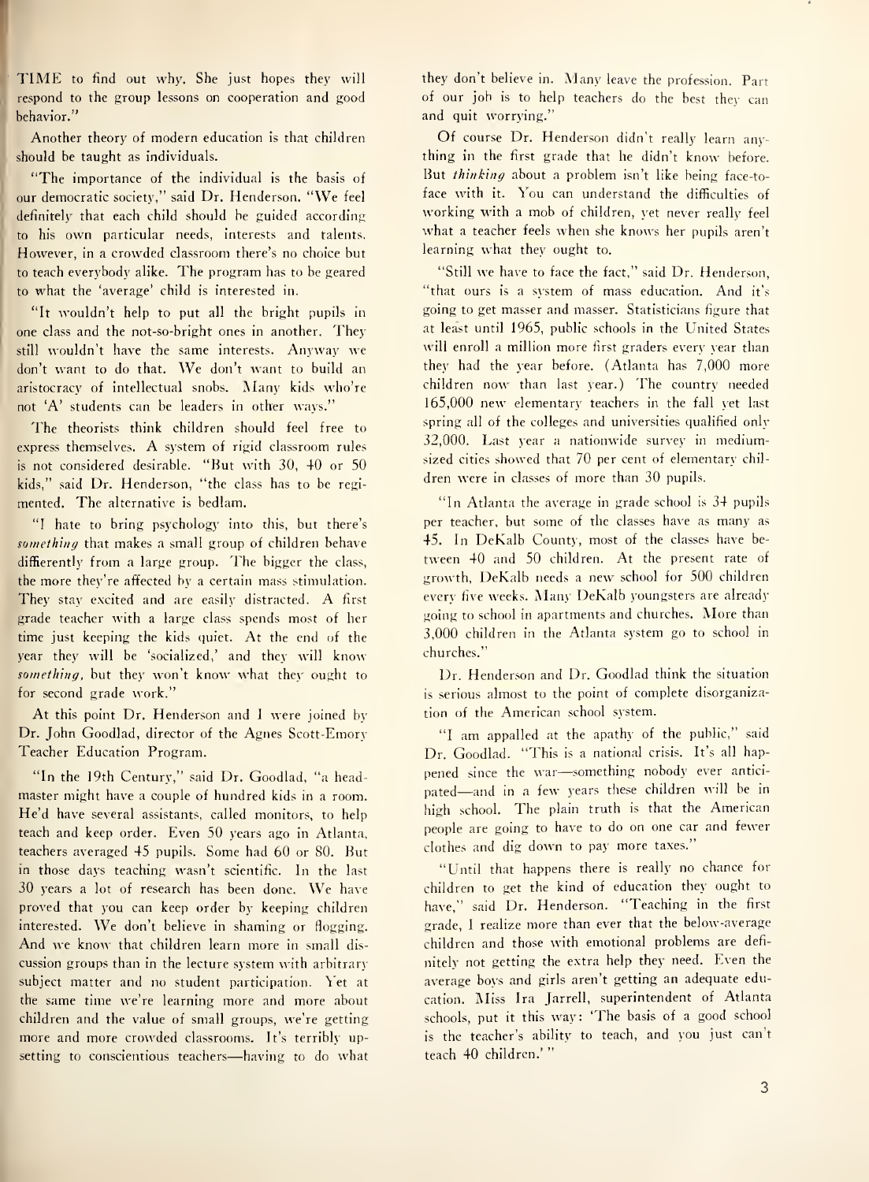TIME to find out why. She just hopes they will respond to the group lessons on cooperation and good behavior."

Another theory of modern education is that children should be taught as individuals.

"The importance of the individual is the basis of our democratic society," said Dr. Henderson. "We feel definitely that each child should be guided according to his own particular needs, interests and talents. However, in a crowded classroom there's no choice but to teach everybody alike. The program has to be geared to what the 'average' child is interested in.

"It wouldn't help to put all the bright pupils in one class and the not-so-bright ones in another. They still wouldn't have the same interests. Anyway we don't want to do that. We don't want to build an aristocracy of intellectual snobs. Many kids who're not 'A' students can be leaders in other ways."

The theorists think children should feel free to express themselves. A system of rigid classroom rules is not considered desirable. "But with 30, 40 or 50 kids," said Dr. Henderson, "the class has to be regimented. The alternative is bedlam.

"I hate to bring psychology into this, but there's *something* that makes a small group of children behave diffierently from a large group. The bigger the class, the more they're affected by a certain mass stimulation. They stay excited and are easily distracted. A first grade teacher with a large class spends most of her time just keeping the kids quiet. At the end of the year they will be 'socialized,' and they will know *something*, but they won't know what they ought to for second grade work."

At this point Dr. Henderson and I were joined by Dr. John Goodlad, director of the Agnes Scott-Emory Teacher Education Program.

"In the 19th Century," said Dr. Goodlad, "a headmaster might have a couple of hundred kids in a room. He'd have several assistants, called monitors, to help teach and keep order. Even 50 years ago in Atlanta, teachers averaged 45 pupils. Some had 60 or 80. But in those days teaching wasn't scientific. In the last 30 years a lot of research has been done. We have proved that you can keep order by keeping children interested. We don't believe in shaming or flogging. And we know that children learn more in small discussion groups than in the lecture system with arbitrary subject matter and no student participation. Yet at the same time we're learning more and more about children and the value of small groups, we're getting more and more crowded classrooms. It's terribly upsetting to conscientious teachers—having to do what they don't believe in. Many leave the profession. Part of our job is to help teachers do the best they can and quit worrying."

Of course Dr. Henderson didn't really learn anything in the first grade that he didn't know before. But *thinking* about a problem isn't like being face-to-face with it. You can understand the difficulties of working with a mob of children, yet never really feel what a teacher feels when she knows her pupils aren't learning what they ought to.

"Still we have to face the fact," said Dr. Henderson, "that ours is a system of mass education. And it's going to get masser and masser. Statisticians figure that at least until 1965, public schools in the United States will enroll a million more first graders every year than they had the year before. (Atlanta has 7,000 more children now than last year.) The country needed 165,000 new elementary teachers in the fall yet last spring all of the colleges and universities qualified only 32,000. Last year a nationwide survey in medium-sized cities showed that 70 per cent of elementary children were in classes of more than 30 pupils.

"In Atlanta the average in grade school is 34 pupils per teacher, but some of the classes have as many as 45. In DeKalb County, most of the classes have between 40 and 50 children. At the present rate of growth, DeKalb needs a new school for 500 children every five weeks. Many DeKalb youngsters are already going to school in apartments and churches. More than 3,000 children in the Atlanta system go to school in churches."

Dr. Henderson and Dr. Goodlad think the situation is serious almost to the point of complete disorganization of the American school system.

"I am appalled at the apathy of the public," said Dr. Goodlad. "This is a national crisis. It's all happened since the war—something nobody ever anticipated—and in a few years these children will be in high school. The plain truth is that the American people are going to have to do on one car and fewer clothes and dig down to pay more taxes."

"Until that happens there is really no chance for children to get the kind of education they ought to have," said Dr. Henderson. "Teaching in the first grade, I realize more than ever that the below-average children and those with emotional problems are definitely not getting the extra help they need. Even the average boys and girls aren't getting an adequate education. Miss Ira Jarrell, superintendent of Atlanta schools, put it this way: 'The basis of a good school is the teacher's ability to teach, and you just can't teach 40 children.'"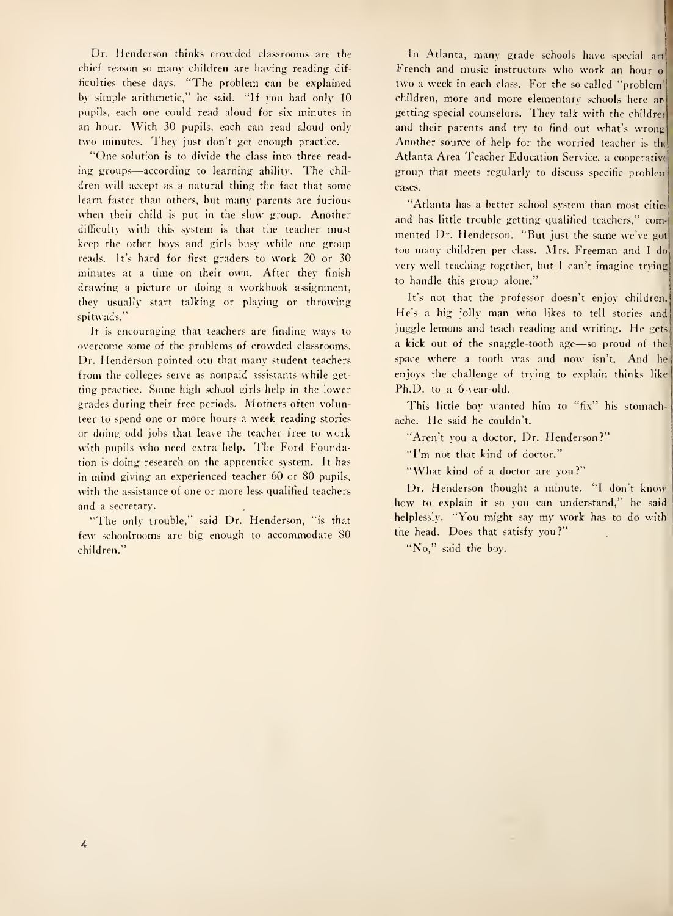Dr. Henderson thinks crowded classrooms are the chief reason so many children are having reading difficulties these days. "The problem can be explained by simple arithmetic," he said. "If you had only 10 pupils, each one could read aloud for six minutes in an hour. With 30 pupils, each can read aloud only two minutes. They just don't get enough practice.

"One solution is to divide the class into three reading groups—according to learning ability. The children will accept as a natural thing the fact that some learn faster than others, but many parents are furious when their child is put in the slow group. Another difficulty with this system is that the teacher must keep the other boys and girls busy while one group reads. It's hard for first graders to work 20 or 30 minutes at a time on their own. After they finish drawing a picture or doing a workbook assignment, they usually start talking or playing or throwing spitwads."

It is encouraging that teachers are finding ways to overcome some of the problems of crowded classrooms. Dr. Henderson pointed otu that many student teachers from the colleges serve as nonpaid assistants while getting practice. Some high school girls help in the lower grades during their free periods. Mothers often volunteer to spend one or more hours a week reading stories or doing odd jobs that leave the teacher free to work with pupils who need extra help. The Ford Foundation is doing research on the apprentice system. It has in mind giving an experienced teacher 60 or 80 pupils, with the assistance of one or more less qualified teachers and a secretary.

"The only trouble," said Dr. Henderson, "is that few schoolrooms are big enough to accommodate 80 children."

In Atlanta, many grade schools have special art, French and music instructors who work an hour or two a week in each class. For the so-called "problem" children, more and more elementary schools here are getting special counselors. They talk with the children and their parents and try to find out what's wrong. Another source of help for the worried teacher is the Atlanta Area Teacher Education Service, a cooperative group that meets regularly to discuss specific problem cases.

"Atlanta has a better school system than most cities and has little trouble getting qualified teachers," commented Dr. Henderson. "But just the same we've got too many children per class. Mrs. Freeman and I do very well teaching together, but I can't imagine trying to handle this group alone."

It's not that the professor doesn't enjoy children. He's a big jolly man who likes to tell stories and juggle lemons and teach reading and writing. He gets a kick out of the snaggle-tooth age—so proud of the space where a tooth was and now isn't. And he enjoys the challenge of trying to explain thinks like Ph.D. to a 6-year-old.

This little boy wanted him to "fix" his stomachache. He said he couldn't.

"Aren't you a doctor, Dr. Henderson?"

"I'm not that kind of doctor."

"What kind of a doctor are you?"

Dr. Henderson thought a minute. "I don't know how to explain it so you can understand," he said helplessly. "You might say my work has to do with the head. Does that satisfy you?"

"No," said the boy.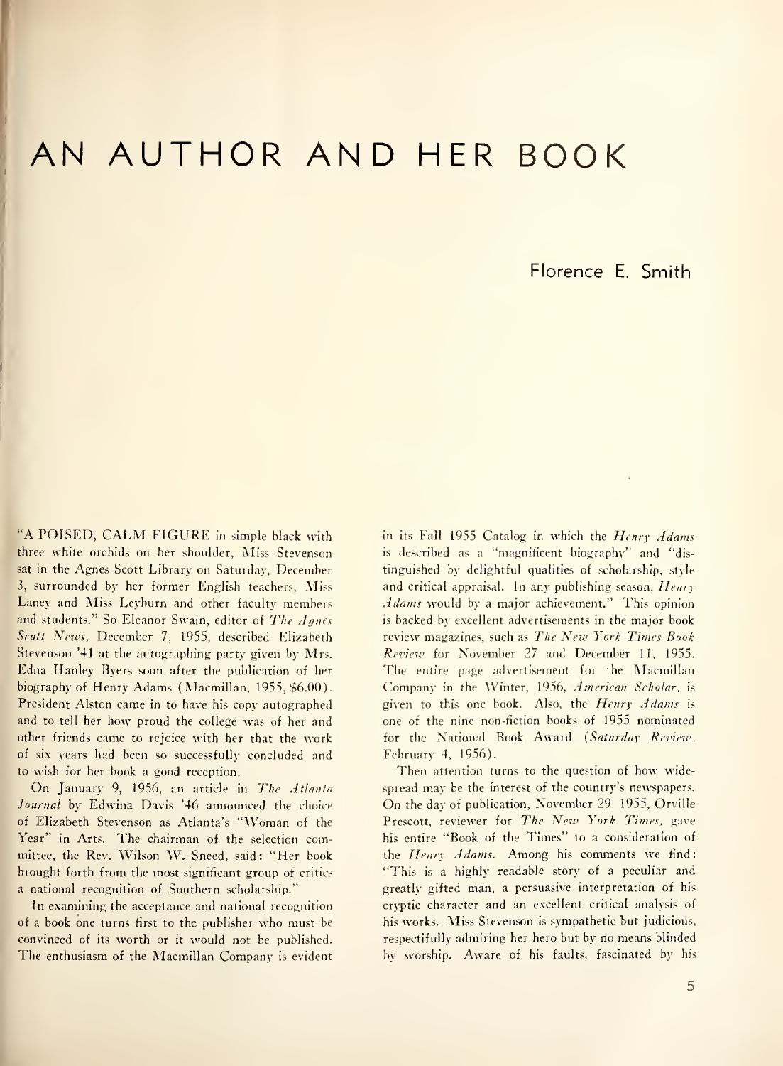# AN AUTHOR AND HER BOOK

Florence E. Smith

"A POISED, CALM FIGURE in simple black with three white orchids on her shoulder, Miss Stevenson sat in the Agnes Scott Library on Saturday, December 3, surrounded by her former English teachers, Miss Laney and Miss Leyburn and other faculty members and students." So Eleanor Swain, editor of *The Agnes Scott News*, December 7, 1955, described Elizabeth Stevenson '41 at the autographing party given by Mrs. Edna Hanley Byers soon after the publication of her biography of Henry Adams (Macmillan, 1955, $6.00). President Alston came in to have his copy autographed and to tell her how proud the college was of her and other friends came to rejoice with her that the work of six years had been so successfully concluded and to wish for her book a good reception.

On January 9, 1956, an article in *The Atlanta Journal* by Edwina Davis '46 announced the choice of Elizabeth Stevenson as Atlanta's "Woman of the Year" in Arts. The chairman of the selection committee, the Rev. Wilson W. Sneed, said: "Her book brought forth from the most significant group of critics a national recognition of Southern scholarship."

In examining the acceptance and national recognition of a book one turns first to the publisher who must be convinced of its worth or it would not be published. The enthusiasm of the Macmillan Company is evident in its Fall 1955 Catalog in which the *Henry Adams* is described as a "magnificent biography" and "distinguished by delightful qualities of scholarship, style and critical appraisal. In any publishing season, *Henry Adams* would by a major achievement." This opinion is backed by excellent advertisements in the major book review magazines, such as *The New York Times Book Review* for November 27 and December 11, 1955. The entire page advertisement for the Macmillan Company in the Winter, 1956, *American Scholar*, is given to this one book. Also, the *Henry Adams* is one of the nine non-fiction books of 1955 nominated for the National Book Award (*Saturday Review*, February 4, 1956).

Then attention turns to the question of how widespread may be the interest of the country's newspapers. On the day of publication, November 29, 1955, Orville Prescott, reviewer for *The New York Times*, gave his entire "Book of the Times" to a consideration of the *Henry Adams*. Among his comments we find: "This is a highly readable story of a peculiar and greatly gifted man, a persuasive interpretation of his cryptic character and an excellent critical analysis of his works. Miss Stevenson is sympathetic but judicious, respectifully admiring her hero but by no means blinded by worship. Aware of his faults, fascinated by his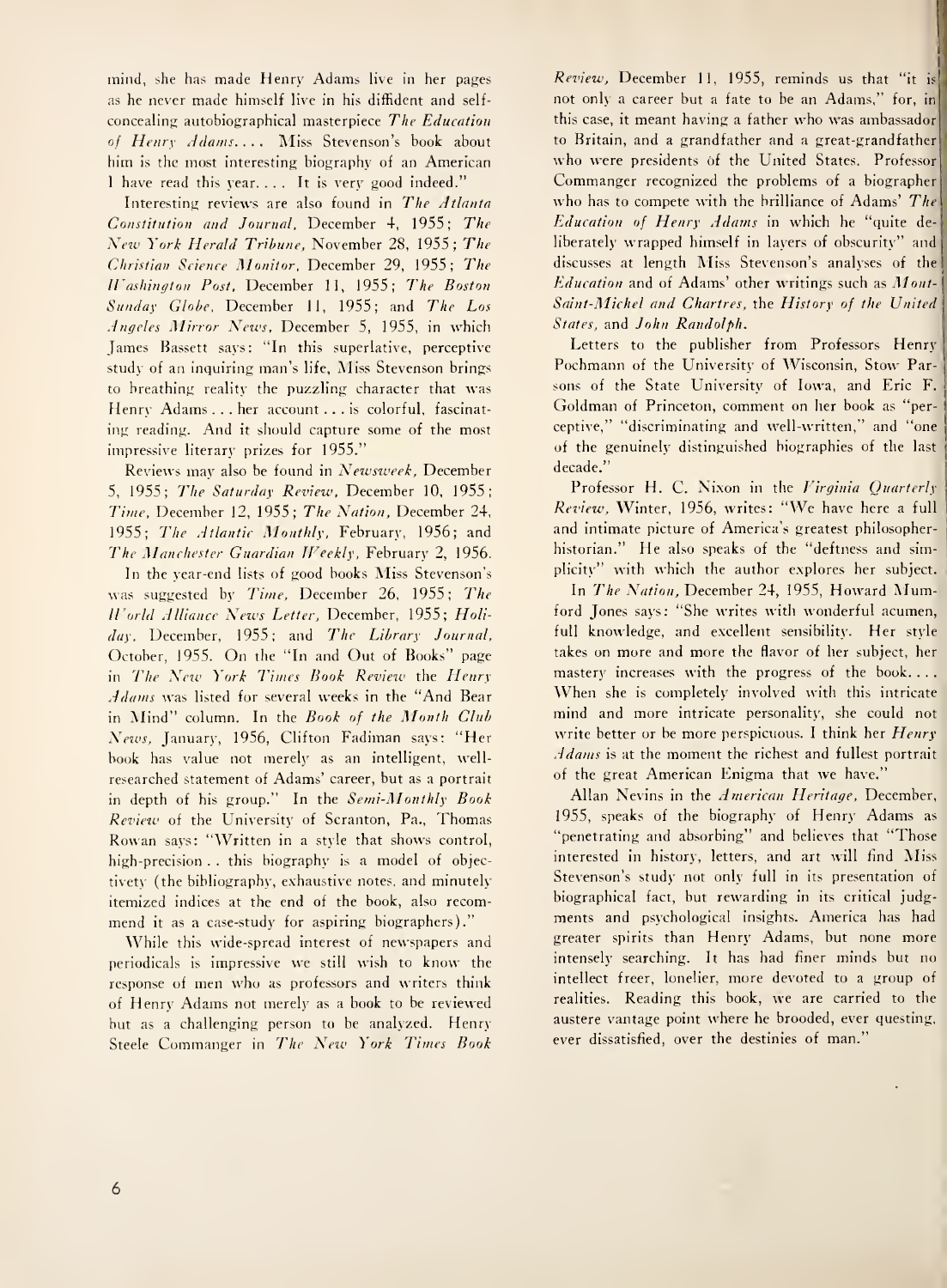mind, she has made Henry Adams live in her pages as he never made himself live in his diffident and self-concealing autobiographical masterpiece *The Education of Henry Adams*. . . . Miss Stevenson's book about him is the most interesting biography of an American I have read this year. . . . It is very good indeed."

Interesting reviews are also found in *The Atlanta Constitution and Journal*, December 4, 1955; *The New York Herald Tribune*, November 28, 1955; *The Christian Science Monitor*, December 29, 1955; *The Washington Post*, December 11, 1955; *The Boston Sunday Globe*, December 11, 1955; and *The Los Angeles Mirror News*, December 5, 1955, in which James Bassett says: "In this superlative, perceptive study of an inquiring man's life, Miss Stevenson brings to breathing reality the puzzling character that was Henry Adams . . . her account . . . is colorful, fascinating reading. And it should capture some of the most impressive literary prizes for 1955."

Reviews may also be found in *Newsweek*, December 5, 1955; *The Saturday Review*, December 10, 1955; *Time*, December 12, 1955; *The Nation*, December 24, 1955; *The Atlantic Monthly*, February, 1956; and *The Manchester Guardian Weekly*, February 2, 1956.

In the year-end lists of good books Miss Stevenson's was suggested by *Time*, December 26, 1955; *The World Alliance News Letter*, December, 1955; *Holiday*, December, 1955; and *The Library Journal*, October, 1955. On the "In and Out of Books" page in *The New York Times Book Review* the *Henry Adams* was listed for several weeks in the "And Bear in Mind" column. In the *Book of the Month Club News*, January, 1956, Clifton Fadiman says: "Her book has value not merely as an intelligent, well-researched statement of Adams' career, but as a portrait in depth of his group." In the *Semi-Monthly Book Review* of the University of Scranton, Pa., Thomas Rowan says: "Written in a style that shows control, high-precision . . this biography is a model of objectivety (the bibliography, exhaustive notes, and minutely itemized indices at the end of the book, also recommend it as a case-study for aspiring biographers)."

While this wide-spread interest of newspapers and periodicals is impressive we still wish to know the response of men who as professors and writers think of Henry Adams not merely as a book to be reviewed but as a challenging person to be analyzed. Henry Steele Commanger in *The New York Times Book Review*, December 11, 1955, reminds us that "it is not only a career but a fate to be an Adams," for, in this case, it meant having a father who was ambassador to Britain, and a grandfather and a great-grandfather who were presidents of the United States. Professor Commanger recognized the problems of a biographer who has to compete with the brilliance of Adams' *The Education of Henry Adams* in which he "quite deliberately wrapped himself in layers of obscurity" and discusses at length Miss Stevenson's analyses of the *Education* and of Adams' other writings such as *Mont-Saint-Michel and Chartres*, the *History of the United States*, and *John Randolph*.

Letters to the publisher from Professors Henry Pochmann of the University of Wisconsin, Stow Parsons of the State University of Iowa, and Eric F. Goldman of Princeton, comment on her book as "perceptive," "discriminating and well-written," and "one of the genuinely distinguished biographies of the last decade."

Professor H. C. Nixon in the *Virginia Quarterly Review*, Winter, 1956, writes: "We have here a full and intimate picture of America's greatest philosopher-historian." He also speaks of the "deftness and simplicity" with which the author explores her subject.

In *The Nation*, December 24, 1955, Howard Mumford Jones says: "She writes with wonderful acumen, full knowledge, and excellent sensibility. Her style takes on more and more the flavor of her subject, her mastery increases with the progress of the book. . . . When she is completely involved with this intricate mind and more intricate personality, she could not write better or be more perspicuous. I think her *Henry Adams* is at the moment the richest and fullest portrait of the great American Enigma that we have."

Allan Nevins in the *American Heritage*, December, 1955, speaks of the biography of Henry Adams as "penetrating and absorbing" and believes that "Those interested in history, letters, and art will find Miss Stevenson's study not only full in its presentation of biographical fact, but rewarding in its critical judgments and psychological insights. America has had greater spirits than Henry Adams, but none more intensely searching. It has had finer minds but no intellect freer, lonelier, more devoted to a group of realities. Reading this book, we are carried to the austere vantage point where he brooded, ever questing, ever dissatisfied, over the destinies of man."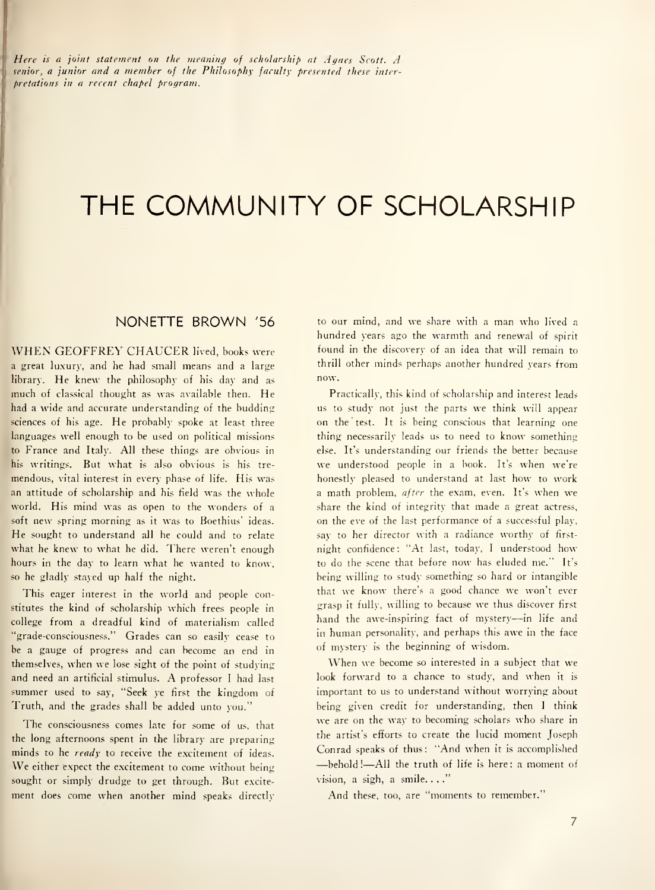*Here is a joint statement on the meaning of scholarship at Agnes Scott. A senior, a junior and a member of the Philosophy faculty presented these interpretations in a recent chapel program.*

# THE COMMUNITY OF SCHOLARSHIP

## NONETTE BROWN '56

WHEN GEOFFREY CHAUCER lived, books were a great luxury, and he had small means and a large library. He knew the philosophy of his day and as much of classical thought as was available then. He had a wide and accurate understanding of the budding sciences of his age. He probably spoke at least three languages well enough to be used on political missions to France and Italy. All these things are obvious in his writings. But what is also obvious is his tremendous, vital interest in every phase of life. His was an attitude of scholarship and his field was the whole world. His mind was as open to the wonders of a soft new spring morning as it was to Boethius' ideas. He sought to understand all he could and to relate what he knew to what he did. There weren't enough hours in the day to learn what he wanted to know, so he gladly stayed up half the night.

This eager interest in the world and people constitutes the kind of scholarship which frees people in college from a dreadful kind of materialism called "grade-consciousness." Grades can so easily cease to be a gauge of progress and can become an end in themselves, when we lose sight of the point of studying and need an artificial stimulus. A professor I had last summer used to say, "Seek ye first the kingdom of Truth, and the grades shall be added unto you."

The consciousness comes late for some of us, that the long afternoons spent in the library are preparing minds to be *ready* to receive the excitement of ideas. We either expect the excitement to come without being sought or simply drudge to get through. But excitement does come when another mind speaks directly to our mind, and we share with a man who lived a hundred years ago the warmth and renewal of spirit found in the discovery of an idea that will remain to thrill other minds perhaps another hundred years from now.

Practically, this kind of scholarship and interest leads us to study not just the parts we think will appear on the test. It is being conscious that learning one thing necessarily leads us to need to know something else. It's understanding our friends the better because we understood people in a book. It's when we're honestly pleased to understand at last how to work a math problem, *after* the exam, even. It's when we share the kind of integrity that made a great actress, on the eve of the last performance of a successful play, say to her director with a radiance worthy of first-night confidence: "At last, today, I understood how to do the scene that before now has eluded me." It's being willing to study something so hard or intangible that we know there's a good chance we won't ever grasp it fully, willing to because we thus discover first hand the awe-inspiring fact of mystery—in life and in human personality, and perhaps this awe in the face of mystery is the beginning of wisdom.

When we become so interested in a subject that we look forward to a chance to study, and when it is important to us to understand without worrying about being given credit for understanding, then I think we are on the way to becoming scholars who share in the artist's efforts to create the lucid moment Joseph Conrad speaks of thus: "And when it is accomplished —behold!—All the truth of life is here: a moment of vision, a sigh, a smile. . . ."

And these, too, are "moments to remember."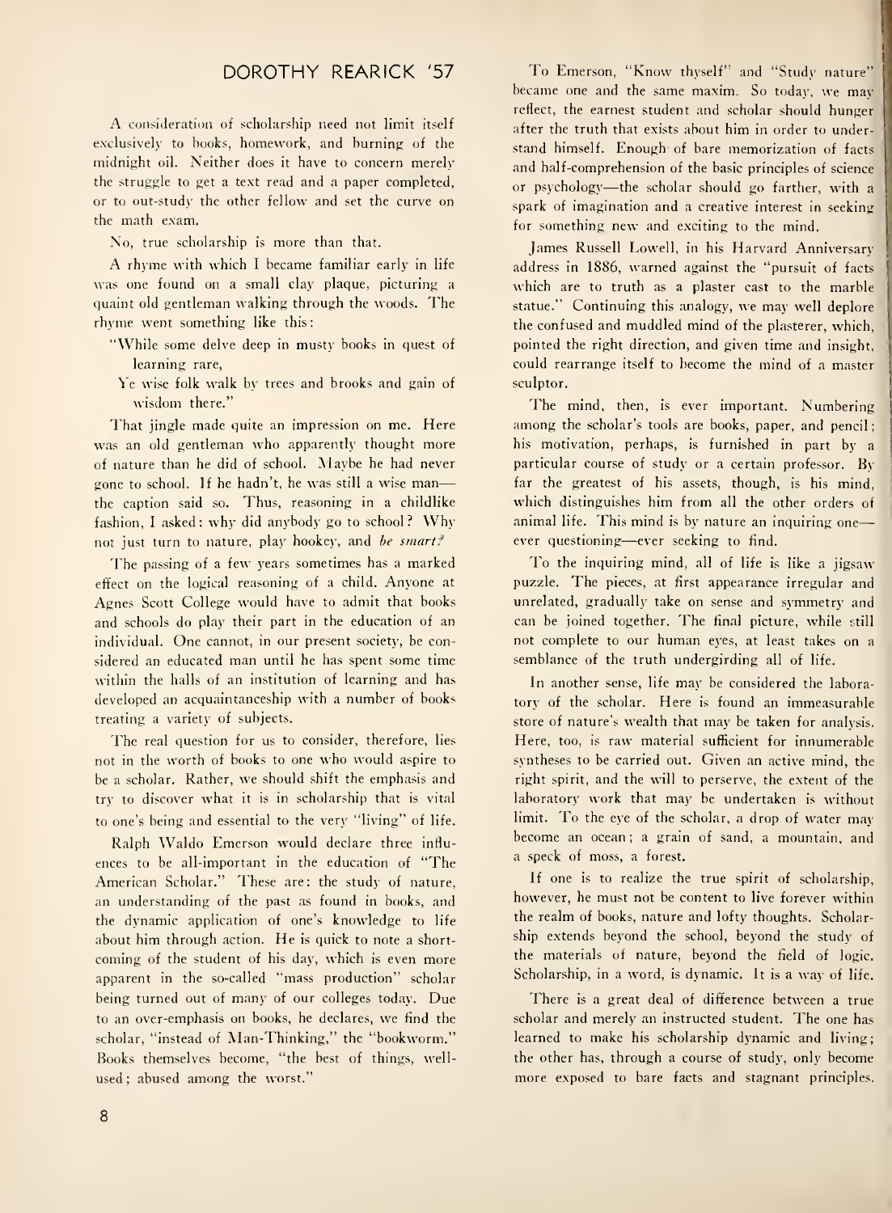## DOROTHY REARICK '57

A consideration of scholarship need not limit itself exclusively to books, homework, and burning of the midnight oil. Neither does it have to concern merely the struggle to get a text read and a paper completed, or to out-study the other fellow and set the curve on the math exam.

No, true scholarship is more than that.

A rhyme with which I became familiar early in life was one found on a small clay plaque, picturing a quaint old gentleman walking through the woods. The rhyme went something like this:

> "While some delve deep in musty books in quest of learning rare,
> Ye wise folk walk by trees and brooks and gain of wisdom there."

That jingle made quite an impression on me. Here was an old gentleman who apparently thought more of nature than he did of school. Maybe he had never gone to school. If he hadn't, he was still a wise man—the caption said so. Thus, reasoning in a childlike fashion, I asked: why did anybody go to school? Why not just turn to nature, play hookey, and *be smart?*

The passing of a few years sometimes has a marked effect on the logical reasoning of a child. Anyone at Agnes Scott College would have to admit that books and schools do play their part in the education of an individual. One cannot, in our present society, be considered an educated man until he has spent some time within the halls of an institution of learning and has developed an acquaintanceship with a number of books treating a variety of subjects.

The real question for us to consider, therefore, lies not in the worth of books to one who would aspire to be a scholar. Rather, we should shift the emphasis and try to discover what it is in scholarship that is vital to one's being and essential to the very "living" of life.

Ralph Waldo Emerson would declare three influences to be all-important in the education of "The American Scholar." These are: the study of nature, an understanding of the past as found in books, and the dynamic application of one's knowledge to life about him through action. He is quick to note a shortcoming of the student of his day, which is even more apparent in the so-called "mass production" scholar being turned out of many of our colleges today. Due to an over-emphasis on books, he declares, we find the scholar, "instead of Man-Thinking," the "bookworm." Books themselves become, "the best of things, well-used; abused among the worst."

To Emerson, "Know thyself" and "Study nature" became one and the same maxim. So today, we may reflect, the earnest student and scholar should hunger after the truth that exists about him in order to understand himself. Enough of bare memorization of facts and half-comprehension of the basic principles of science or psychology—the scholar should go farther, with a spark of imagination and a creative interest in seeking for something new and exciting to the mind.

James Russell Lowell, in his Harvard Anniversary address in 1886, warned against the "pursuit of facts which are to truth as a plaster cast to the marble statue." Continuing this analogy, we may well deplore the confused and muddled mind of the plasterer, which, pointed the right direction, and given time and insight, could rearrange itself to become the mind of a master sculptor.

The mind, then, is ever important. Numbering among the scholar's tools are books, paper, and pencil; his motivation, perhaps, is furnished in part by a particular course of study or a certain professor. By far the greatest of his assets, though, is his mind, which distinguishes him from all the other orders of animal life. This mind is by nature an inquiring one—ever questioning—ever seeking to find.

To the inquiring mind, all of life is like a jigsaw puzzle. The pieces, at first appearance irregular and unrelated, gradually take on sense and symmetry and can be joined together. The final picture, while still not complete to our human eyes, at least takes on a semblance of the truth undergirding all of life.

In another sense, life may be considered the laboratory of the scholar. Here is found an immeasurable store of nature's wealth that may be taken for analysis. Here, too, is raw material sufficient for innumerable syntheses to be carried out. Given an active mind, the right spirit, and the will to perserve, the extent of the laboratory work that may be undertaken is without limit. To the eye of the scholar, a drop of water may become an ocean; a grain of sand, a mountain, and a speck of moss, a forest.

If one is to realize the true spirit of scholarship, however, he must not be content to live forever within the realm of books, nature and lofty thoughts. Scholarship extends beyond the school, beyond the study of the materials of nature, beyond the field of logic. Scholarship, in a word, is dynamic. It is a way of life.

There is a great deal of difference between a true scholar and merely an instructed student. The one has learned to make his scholarship dynamic and living; the other has, through a course of study, only become more exposed to bare facts and stagnant principles.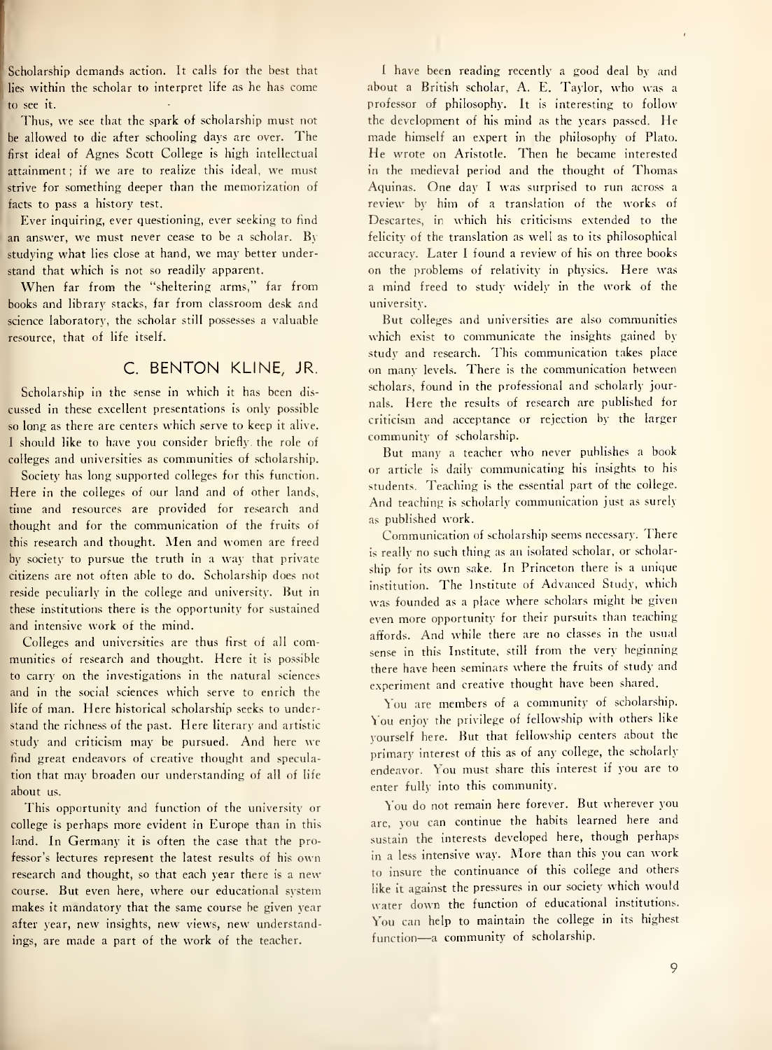Scholarship demands action. It calls for the best that lies within the scholar to interpret life as he has come to see it.

Thus, we see that the spark of scholarship must not be allowed to die after schooling days are over. The first ideal of Agnes Scott College is high intellectual attainment; if we are to realize this ideal, we must strive for something deeper than the memorization of facts to pass a history test.

Ever inquiring, ever questioning, ever seeking to find an answer, we must never cease to be a scholar. By studying what lies close at hand, we may better understand that which is not so readily apparent.

When far from the "sheltering arms," far from books and library stacks, far from classroom desk and science laboratory, the scholar still possesses a valuable resource, that of life itself.

## C. BENTON KLINE, JR.

Scholarship in the sense in which it has been discussed in these excellent presentations is only possible so long as there are centers which serve to keep it alive. I should like to have you consider briefly the role of colleges and universities as communities of scholarship.

Society has long supported colleges for this function. Here in the colleges of our land and of other lands, time and resources are provided for research and thought and for the communication of the fruits of this research and thought. Men and women are freed by society to pursue the truth in a way that private citizens are not often able to do. Scholarship does not reside peculiarly in the college and university. But in these institutions there is the opportunity for sustained and intensive work of the mind.

Colleges and universities are thus first of all communities of research and thought. Here it is possible to carry on the investigations in the natural sciences and in the social sciences which serve to enrich the life of man. Here historical scholarship seeks to understand the richness of the past. Here literary and artistic study and criticism may be pursued. And here we find great endeavors of creative thought and speculation that may broaden our understanding of all of life about us.

This opportunity and function of the university or college is perhaps more evident in Europe than in this land. In Germany it is often the case that the professor's lectures represent the latest results of his own research and thought, so that each year there is a new course. But even here, where our educational system makes it mandatory that the same course be given year after year, new insights, new views, new understandings, are made a part of the work of the teacher.

I have been reading recently a good deal by and about a British scholar, A. E. Taylor, who was a professor of philosophy. It is interesting to follow the development of his mind as the years passed. He made himself an expert in the philosophy of Plato. He wrote on Aristotle. Then he became interested in the medieval period and the thought of Thomas Aquinas. One day I was surprised to run across a review by him of a translation of the works of Descartes, in which his criticisms extended to the felicity of the translation as well as to its philosophical accuracy. Later I found a review of his on three books on the problems of relativity in physics. Here was a mind freed to study widely in the work of the university.

But colleges and universities are also communities which exist to communicate the insights gained by study and research. This communication takes place on many levels. There is the communication between scholars, found in the professional and scholarly journals. Here the results of research are published for criticism and acceptance or rejection by the larger community of scholarship.

But many a teacher who never publishes a book or article is daily communicating his insights to his students. Teaching is the essential part of the college. And teaching is scholarly communication just as surely as published work.

Communication of scholarship seems necessary. There is really no such thing as an isolated scholar, or scholarship for its own sake. In Princeton there is a unique institution. The Institute of Advanced Study, which was founded as a place where scholars might be given even more opportunity for their pursuits than teaching affords. And while there are no classes in the usual sense in this Institute, still from the very beginning there have been seminars where the fruits of study and experiment and creative thought have been shared.

You are members of a community of scholarship. You enjoy the privilege of fellowship with others like yourself here. But that fellowship centers about the primary interest of this as of any college, the scholarly endeavor. You must share this interest if you are to enter fully into this community.

You do not remain here forever. But wherever you are, you can continue the habits learned here and sustain the interests developed here, though perhaps in a less intensive way. More than this you can work to insure the continuance of this college and others like it against the pressures in our society which would water down the function of educational institutions. You can help to maintain the college in its highest function—a community of scholarship.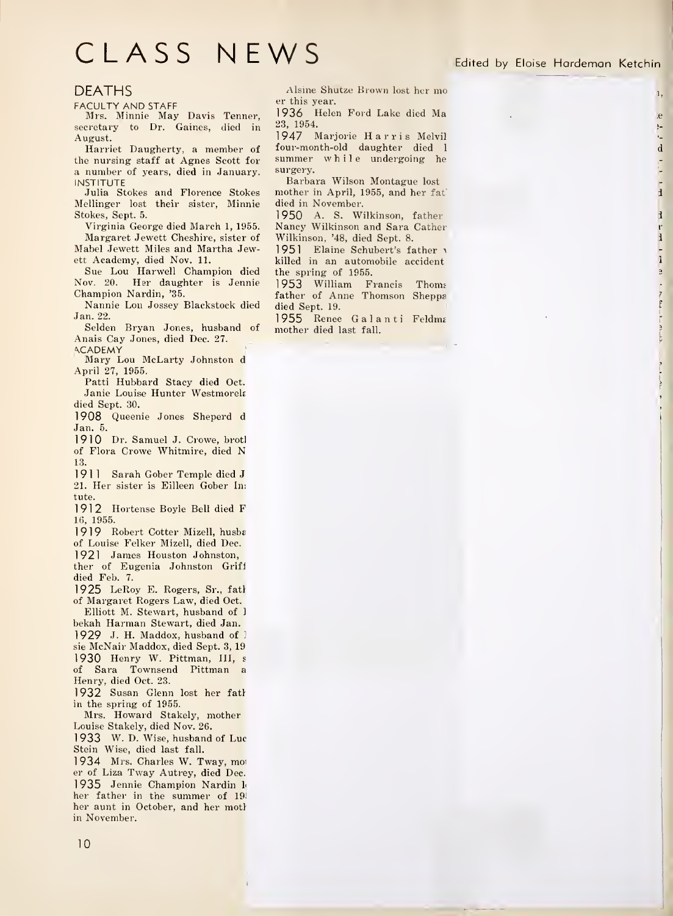# CLASS NEWS

Edited by Eloise Hardeman Ketchin

## DEATHS

### FACULTY AND STAFF

Mrs. Minnie May Davis Tenner, secretary to Dr. Gaines, died in August.

Harriet Daugherty, a member of the nursing staff at Agnes Scott for a number of years, died in January.

### INSTITUTE

Julia Stokes and Florence Stokes Mellinger lost their sister, Minnie Stokes, Sept. 5.

Virginia George died March 1, 1955.

Margaret Jewett Cheshire, sister of Mabel Jewett Miles and Martha Jewett Academy, died Nov. 11.

Sue Lou Harwell Champion died Nov. 20. Her daughter is Jennie Champion Nardin, '35.

Nannie Lou Jossey Blackstock died Jan. 22.

Selden Bryan Jones, husband of Anais Cay Jones, died Dec. 27.

### ACADEMY

Mary Lou McLarty Johnston d April 27, 1955.

Patti Hubbard Stacy died Oct.

Janie Louise Hunter Westmorela died Sept. 30.

**1908** Queenie Jones Sheperd d Jan. 5.

**1910** Dr. Samuel J. Crowe, brotl of Flora Crowe Whitmire, died N 13.

**1911** Sarah Gober Temple died J 21. Her sister is Eilleen Gober In: tute.

**1912** Hortense Boyle Bell died F 16, 1955.

**1919** Robert Cotter Mizell, husba of Louise Felker Mizell, died Dec.

**1921** James Houston Johnston, ther of Eugenia Johnston Griff died Feb. 7.

**1925** LeRoy E. Rogers, Sr., fatl of Margaret Rogers Law, died Oct.

Elliott M. Stewart, husband of l bekah Harman Stewart, died Jan.

**1929** J. H. Maddox, husband of l sie McNair Maddox, died Sept. 3, 19

**1930** Henry W. Pittman, III, s of Sara Townsend Pittman a Henry, died Oct. 23.

**1932** Susan Glenn lost her fatl in the spring of 1955.

Mrs. Howard Stakely, mother Louise Stakely, died Nov. 26.

**1933** W. D. Wise, husband of Luc Stein Wise, died last fall.

**1934** Mrs. Charles W. Tway, mo er of Liza Tway Autrey, died Dec.

**1935** Jennie Champion Nardin l her father in the summer of 19 her aunt in October, and her motl in November.

Alsine Shutze Brown lost her mo er this year.

**1936** Helen Ford Lake died Ma 23, 1954.

**1947** Marjorie Harris Melvil four-month-old daughter died l summer while undergoing he surgery.

Barbara Wilson Montague lost mother in April, 1955, and her fat died in November.

**1950** A. S. Wilkinson, father Nancy Wilkinson and Sara Cather Wilkinson, '48, died Sept. 8.

**1951** Elaine Schubert's father v killed in an automobile accident the spring of 1955.

**1953** William Francis Thoms father of Anne Thomson Sheppa died Sept. 19.

**1955** Renee Galanti Feldma mother died last fall.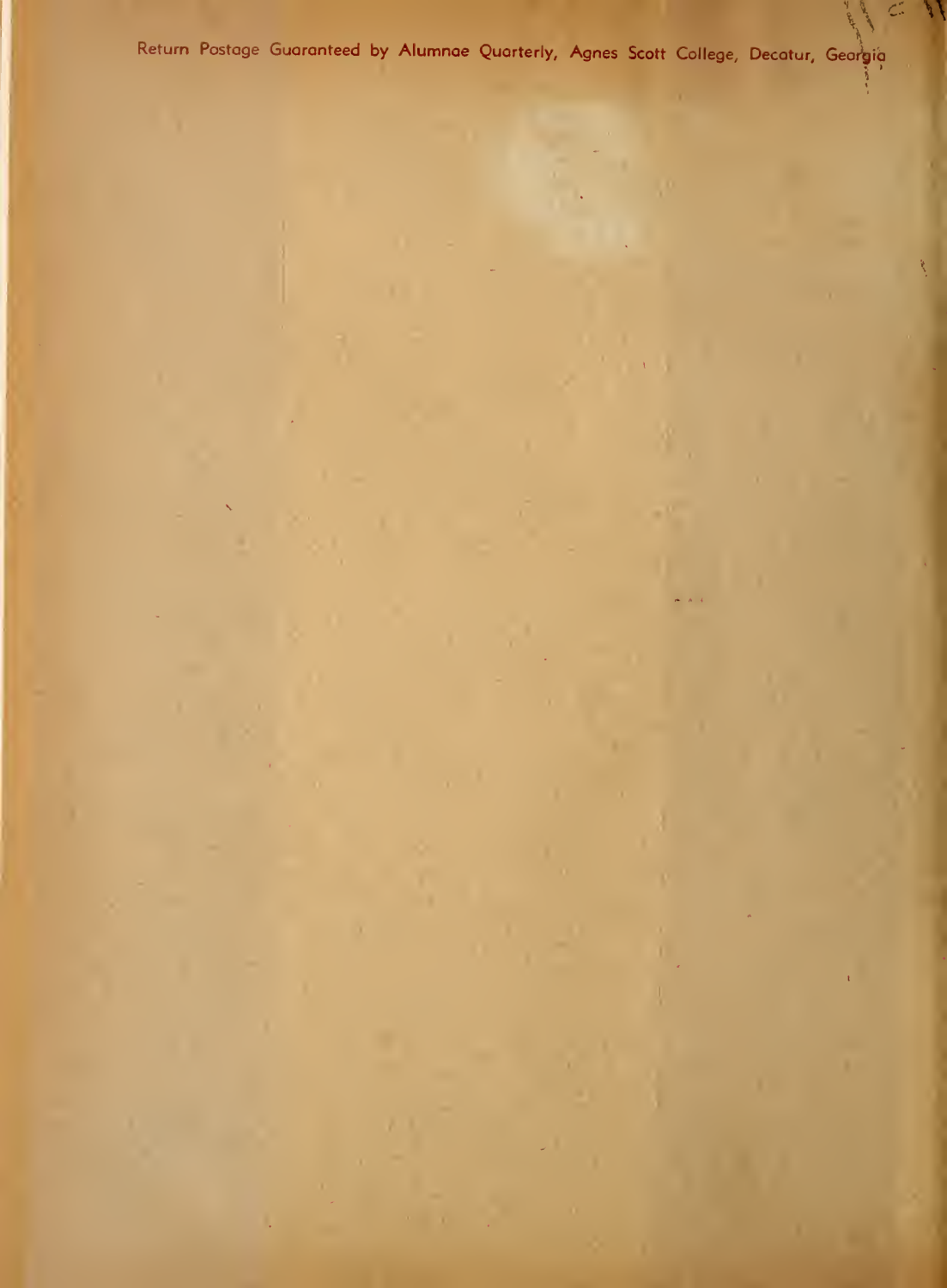Return Postage Guaranteed by Alumnae Quarterly, Agnes Scott College, Decatur, Georgia